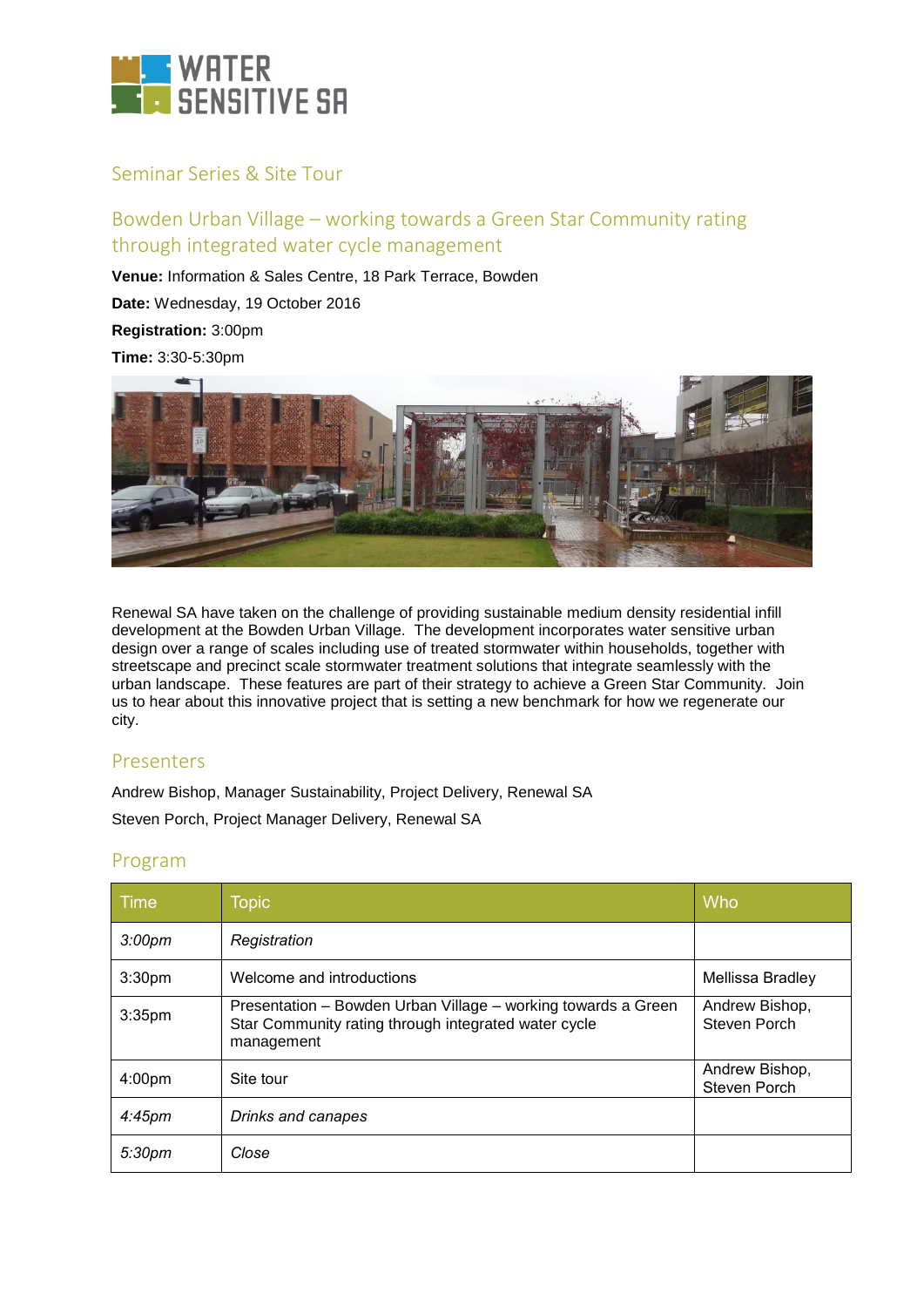# WATER SENSITIVE SA

## Seminar Series & Site Tour

## Bowden Urban Village – working towards a Green Star Community rating through integrated water cycle management

**Venue:** Information & Sales Centre, 18 Park Terrace, Bowden

**Date:** Wednesday, 19 October 2016

**Registration:** 3:00pm

**Time:** 3:30-5:30pm

Renewal SA have taken on the challenge of providing sustainable medium density residential infill development at the Bowden Urban Village. The development incorporates water sensitive urban design over a range of scales including use of treated stormwater within households, together with streetscape and precinct scale stormwater treatment solutions that integrate seamlessly with the urban landscape. These features are part of their strategy to achieve a Green Star Community. Join us to hear about this innovative project that is setting a new benchmark for how we regenerate our city.

## Presenters

Andrew Bishop, Manager Sustainability, Project Delivery, Renewal SA

Steven Porch, Project Manager Delivery, Renewal SA

## Program

| Time | Topic | Who |
|---|---|---|
| *3:00pm* | *Registration* | |
| 3:30pm | Welcome and introductions | Mellissa Bradley |
| 3:35pm | Presentation – Bowden Urban Village – working towards a Green Star Community rating through integrated water cycle management | Andrew Bishop, Steven Porch |
| 4:00pm | Site tour | Andrew Bishop, Steven Porch |
| *4:45pm* | *Drinks and canapes* | |
| *5:30pm* | *Close* | |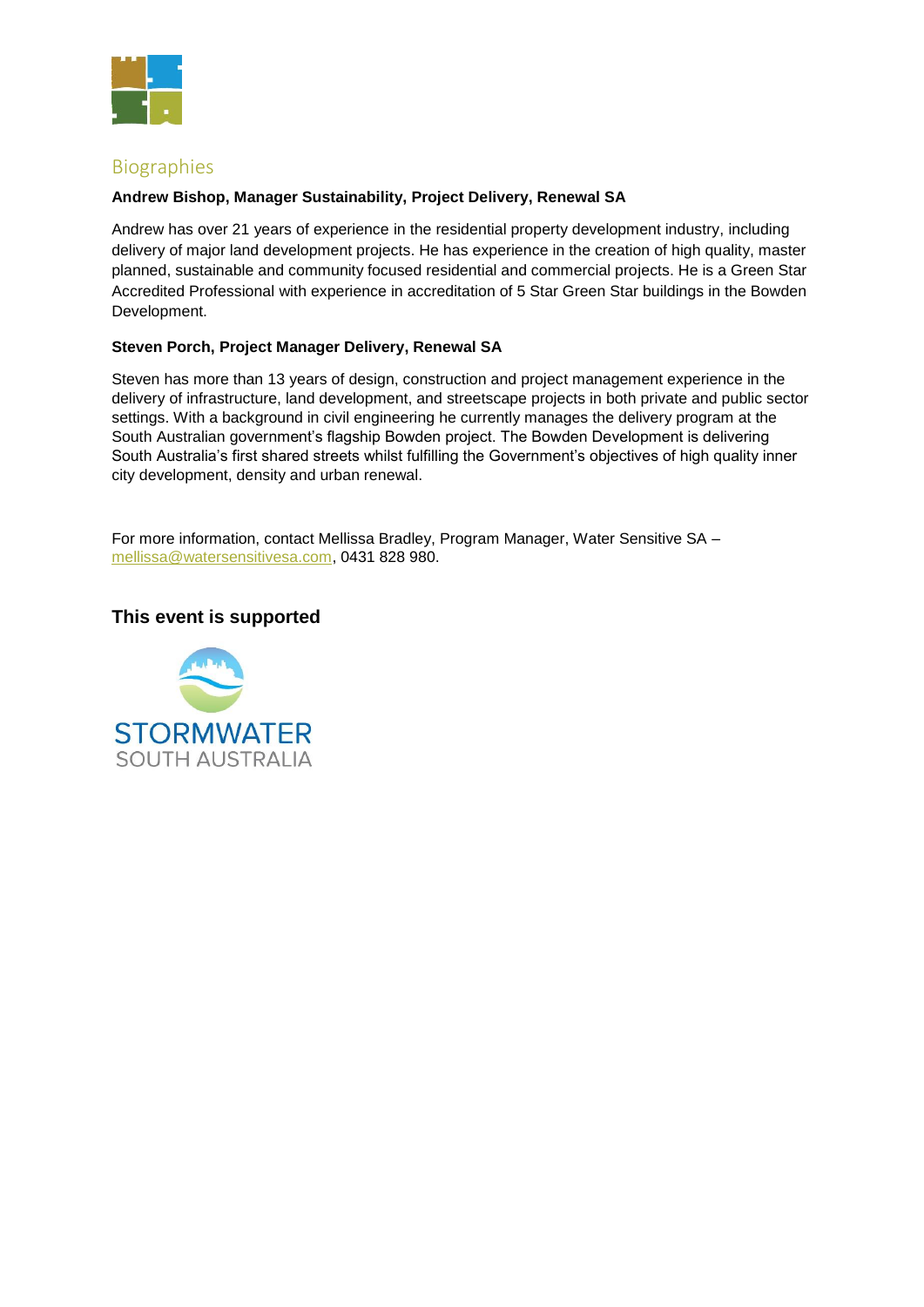## Biographies

**Andrew Bishop, Manager Sustainability, Project Delivery, Renewal SA**

Andrew has over 21 years of experience in the residential property development industry, including delivery of major land development projects. He has experience in the creation of high quality, master planned, sustainable and community focused residential and commercial projects. He is a Green Star Accredited Professional with experience in accreditation of 5 Star Green Star buildings in the Bowden Development.

**Steven Porch, Project Manager Delivery, Renewal SA**

Steven has more than 13 years of design, construction and project management experience in the delivery of infrastructure, land development, and streetscape projects in both private and public sector settings. With a background in civil engineering he currently manages the delivery program at the South Australian government's flagship Bowden project. The Bowden Development is delivering South Australia's first shared streets whilst fulfilling the Government's objectives of high quality inner city development, density and urban renewal.

For more information, contact Mellissa Bradley, Program Manager, Water Sensitive SA – mellissa@watersensitivesa.com, 0431 828 980.

### This event is supported

STORMWATER
SOUTH AUSTRALIA